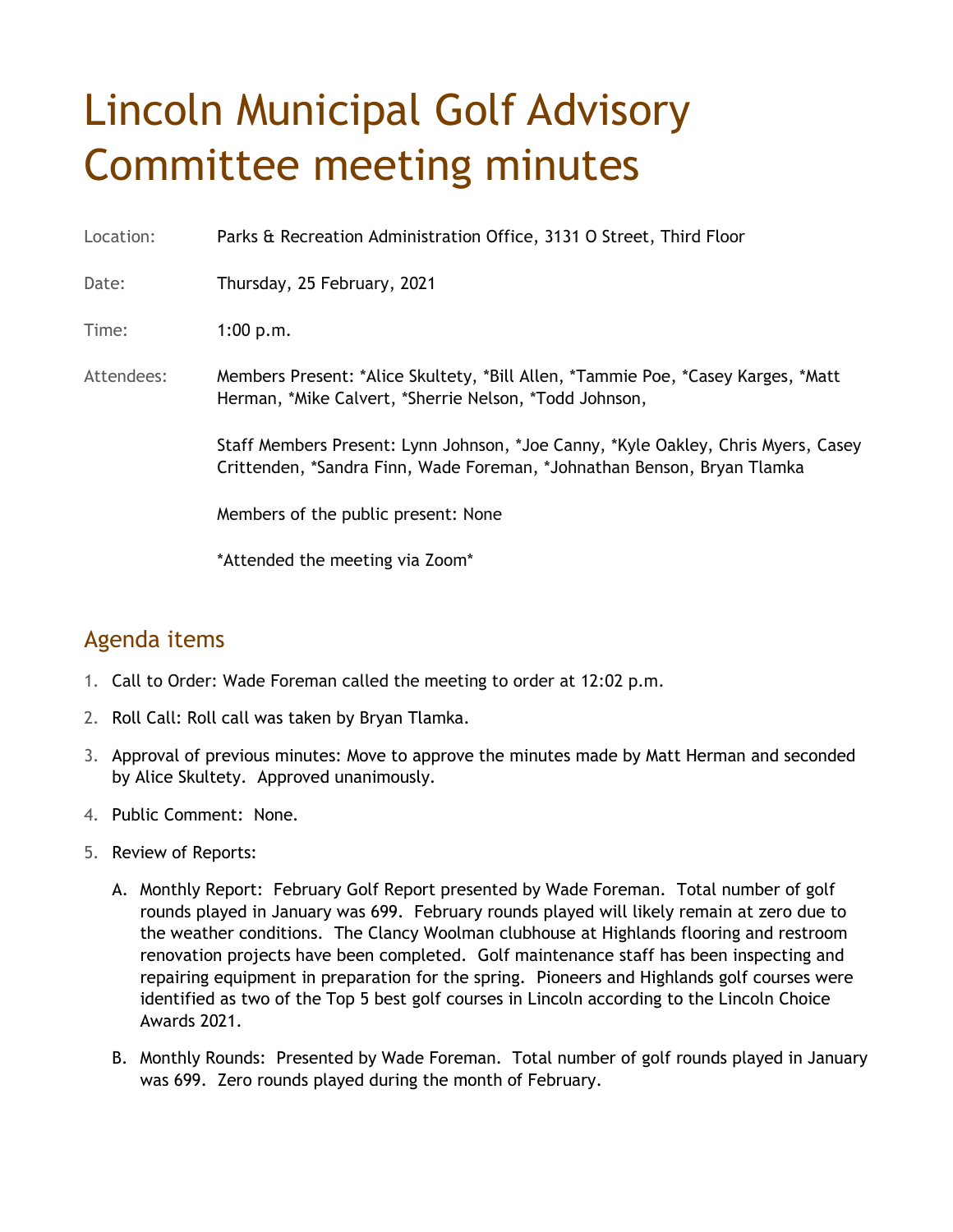# Lincoln Municipal Golf Advisory Committee meeting minutes

Location: Parks & Recreation Administration Office, 3131 O Street, Third Floor

Date: Thursday, 25 February, 2021

Time: 1:00 p.m.

Attendees: Members Present: *Alice Skultety, *Bill Allen, *Tammie Poe, *Casey Karges, *Matt Herman, *Mike Calvert, *Sherrie Nelson, *Todd Johnson,

Staff Members Present: Lynn Johnson, *Joe Canny, *Kyle Oakley, Chris Myers, Casey Crittenden, *Sandra Finn, Wade Foreman, *Johnathan Benson, Bryan Tlamka

Members of the public present: None

*Attended the meeting via Zoom*

## Agenda items

1. Call to Order: Wade Foreman called the meeting to order at 12:02 p.m.
2. Roll Call: Roll call was taken by Bryan Tlamka.
3. Approval of previous minutes: Move to approve the minutes made by Matt Herman and seconded by Alice Skultety. Approved unanimously.
4. Public Comment: None.
5. Review of Reports:
   A. Monthly Report: February Golf Report presented by Wade Foreman. Total number of golf rounds played in January was 699. February rounds played will likely remain at zero due to the weather conditions. The Clancy Woolman clubhouse at Highlands flooring and restroom renovation projects have been completed. Golf maintenance staff has been inspecting and repairing equipment in preparation for the spring. Pioneers and Highlands golf courses were identified as two of the Top 5 best golf courses in Lincoln according to the Lincoln Choice Awards 2021.

   B. Monthly Rounds: Presented by Wade Foreman. Total number of golf rounds played in January was 699. Zero rounds played during the month of February.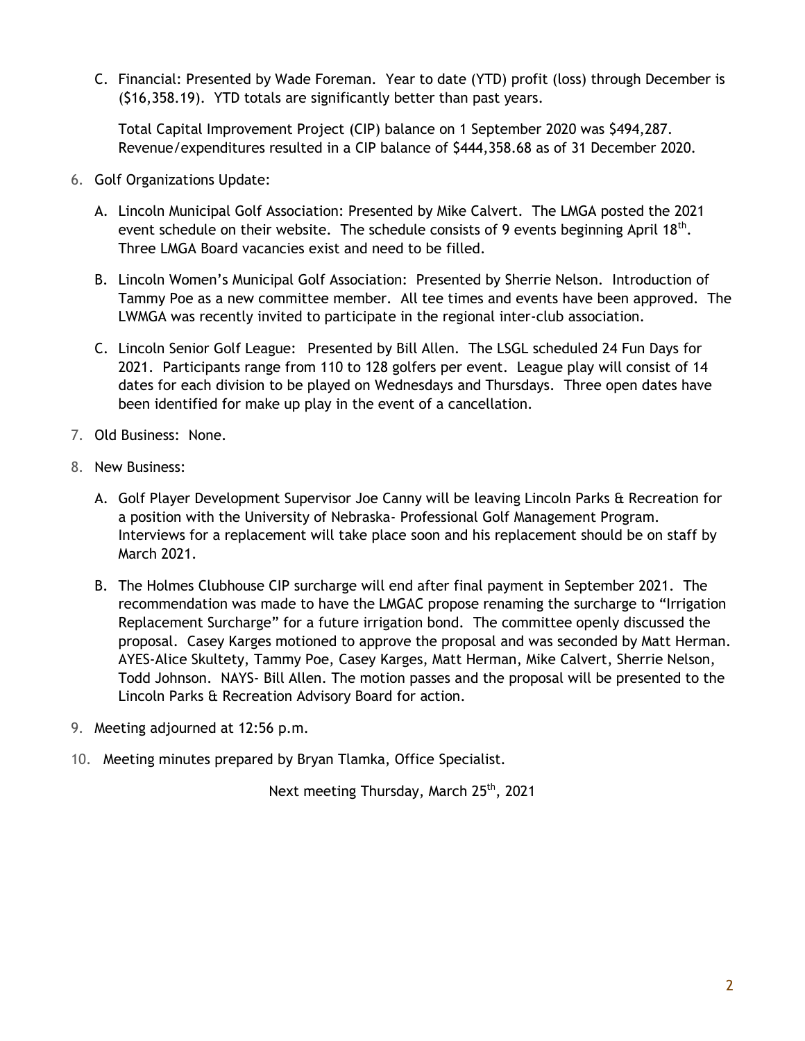C. Financial: Presented by Wade Foreman. Year to date (YTD) profit (loss) through December is ($16,358.19). YTD totals are significantly better than past years.

   Total Capital Improvement Project (CIP) balance on 1 September 2020 was $494,287. Revenue/expenditures resulted in a CIP balance of $444,358.68 as of 31 December 2020.

6. Golf Organizations Update:

   A. Lincoln Municipal Golf Association: Presented by Mike Calvert. The LMGA posted the 2021 event schedule on their website. The schedule consists of 9 events beginning April 18th. Three LMGA Board vacancies exist and need to be filled.

   B. Lincoln Women's Municipal Golf Association: Presented by Sherrie Nelson. Introduction of Tammy Poe as a new committee member. All tee times and events have been approved. The LWMGA was recently invited to participate in the regional inter-club association.

   C. Lincoln Senior Golf League: Presented by Bill Allen. The LSGL scheduled 24 Fun Days for 2021. Participants range from 110 to 128 golfers per event. League play will consist of 14 dates for each division to be played on Wednesdays and Thursdays. Three open dates have been identified for make up play in the event of a cancellation.

7. Old Business: None.

8. New Business:

   A. Golf Player Development Supervisor Joe Canny will be leaving Lincoln Parks & Recreation for a position with the University of Nebraska- Professional Golf Management Program. Interviews for a replacement will take place soon and his replacement should be on staff by March 2021.

   B. The Holmes Clubhouse CIP surcharge will end after final payment in September 2021. The recommendation was made to have the LMGAC propose renaming the surcharge to "Irrigation Replacement Surcharge" for a future irrigation bond. The committee openly discussed the proposal. Casey Karges motioned to approve the proposal and was seconded by Matt Herman. AYES-Alice Skultety, Tammy Poe, Casey Karges, Matt Herman, Mike Calvert, Sherrie Nelson, Todd Johnson. NAYS- Bill Allen. The motion passes and the proposal will be presented to the Lincoln Parks & Recreation Advisory Board for action.

9. Meeting adjourned at 12:56 p.m.

10. Meeting minutes prepared by Bryan Tlamka, Office Specialist.

Next meeting Thursday, March 25th, 2021